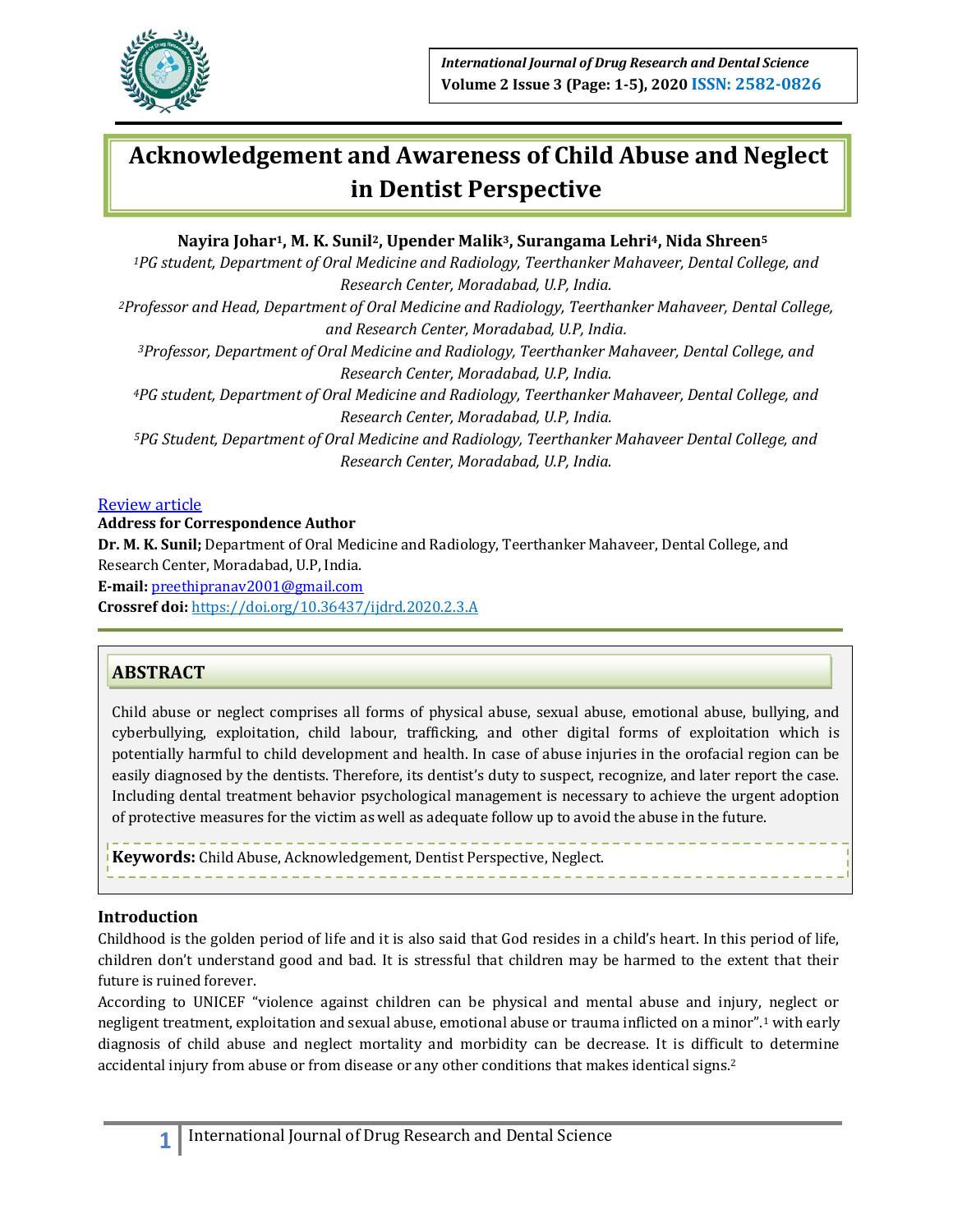# Acknowledgement and Awareness of Child Abuse and Neglect in Dentist Perspective

**Nayira Johar[1], M. K. Sunil[2], Upender Malik[3], Surangama Lehri[4], Nida Shreen[5]**

[1]*PG student, Department of Oral Medicine and Radiology, Teerthanker Mahaveer, Dental College, and Research Center, Moradabad, U.P, India.*

[2]*Professor and Head, Department of Oral Medicine and Radiology, Teerthanker Mahaveer, Dental College, and Research Center, Moradabad, U.P, India.*

[3]*Professor, Department of Oral Medicine and Radiology, Teerthanker Mahaveer, Dental College, and Research Center, Moradabad, U.P, India.*

[4]*PG student, Department of Oral Medicine and Radiology, Teerthanker Mahaveer, Dental College, and Research Center, Moradabad, U.P, India.*

[5]*PG Student, Department of Oral Medicine and Radiology, Teerthanker Mahaveer Dental College, and Research Center, Moradabad, U.P, India.*

Review article

**Address for Correspondence Author**

**Dr. M. K. Sunil;** Department of Oral Medicine and Radiology, Teerthanker Mahaveer, Dental College, and Research Center, Moradabad, U.P, India.

**E-mail:** preethipranav2001@gmail.com

**Crossref doi:** https://doi.org/10.36437/ijdrd.2020.2.3.A

## ABSTRACT

Child abuse or neglect comprises all forms of physical abuse, sexual abuse, emotional abuse, bullying, and cyberbullying, exploitation, child labour, trafficking, and other digital forms of exploitation which is potentially harmful to child development and health. In case of abuse injuries in the orofacial region can be easily diagnosed by the dentists. Therefore, its dentist's duty to suspect, recognize, and later report the case. Including dental treatment behavior psychological management is necessary to achieve the urgent adoption of protective measures for the victim as well as adequate follow up to avoid the abuse in the future.

**Keywords:** Child Abuse, Acknowledgement, Dentist Perspective, Neglect.

## Introduction

Childhood is the golden period of life and it is also said that God resides in a child's heart. In this period of life, children don't understand good and bad. It is stressful that children may be harmed to the extent that their future is ruined forever.

According to UNICEF "violence against children can be physical and mental abuse and injury, neglect or negligent treatment, exploitation and sexual abuse, emotional abuse or trauma inflicted on a minor".[1] with early diagnosis of child abuse and neglect mortality and morbidity can be decrease. It is difficult to determine accidental injury from abuse or from disease or any other conditions that makes identical signs.[2]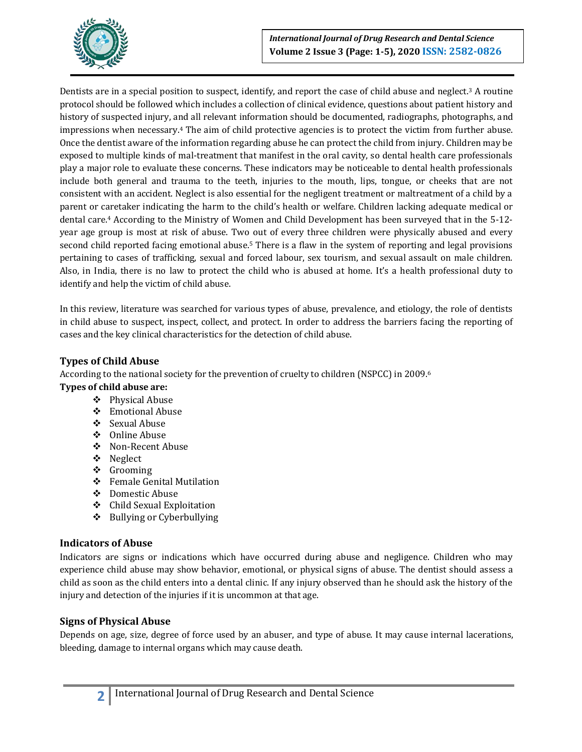Dentists are in a special position to suspect, identify, and report the case of child abuse and neglect.[3] A routine protocol should be followed which includes a collection of clinical evidence, questions about patient history and history of suspected injury, and all relevant information should be documented, radiographs, photographs, and impressions when necessary.[4] The aim of child protective agencies is to protect the victim from further abuse. Once the dentist aware of the information regarding abuse he can protect the child from injury. Children may be exposed to multiple kinds of mal-treatment that manifest in the oral cavity, so dental health care professionals play a major role to evaluate these concerns. These indicators may be noticeable to dental health professionals include both general and trauma to the teeth, injuries to the mouth, lips, tongue, or cheeks that are not consistent with an accident. Neglect is also essential for the negligent treatment or maltreatment of a child by a parent or caretaker indicating the harm to the child's health or welfare. Children lacking adequate medical or dental care.[4] According to the Ministry of Women and Child Development has been surveyed that in the 5-12-year age group is most at risk of abuse. Two out of every three children were physically abused and every second child reported facing emotional abuse.[5] There is a flaw in the system of reporting and legal provisions pertaining to cases of trafficking, sexual and forced labour, sex tourism, and sexual assault on male children. Also, in India, there is no law to protect the child who is abused at home. It's a health professional duty to identify and help the victim of child abuse.

In this review, literature was searched for various types of abuse, prevalence, and etiology, the role of dentists in child abuse to suspect, inspect, collect, and protect. In order to address the barriers facing the reporting of cases and the key clinical characteristics for the detection of child abuse.

## Types of Child Abuse

According to the national society for the prevention of cruelty to children (NSPCC) in 2009.[6]

**Types of child abuse are:**

- Physical Abuse
- Emotional Abuse
- Sexual Abuse
- Online Abuse
- Non-Recent Abuse
- Neglect
- Grooming
- Female Genital Mutilation
- Domestic Abuse
- Child Sexual Exploitation
- Bullying or Cyberbullying

## Indicators of Abuse

Indicators are signs or indications which have occurred during abuse and negligence. Children who may experience child abuse may show behavior, emotional, or physical signs of abuse. The dentist should assess a child as soon as the child enters into a dental clinic. If any injury observed than he should ask the history of the injury and detection of the injuries if it is uncommon at that age.

## Signs of Physical Abuse

Depends on age, size, degree of force used by an abuser, and type of abuse. It may cause internal lacerations, bleeding, damage to internal organs which may cause death.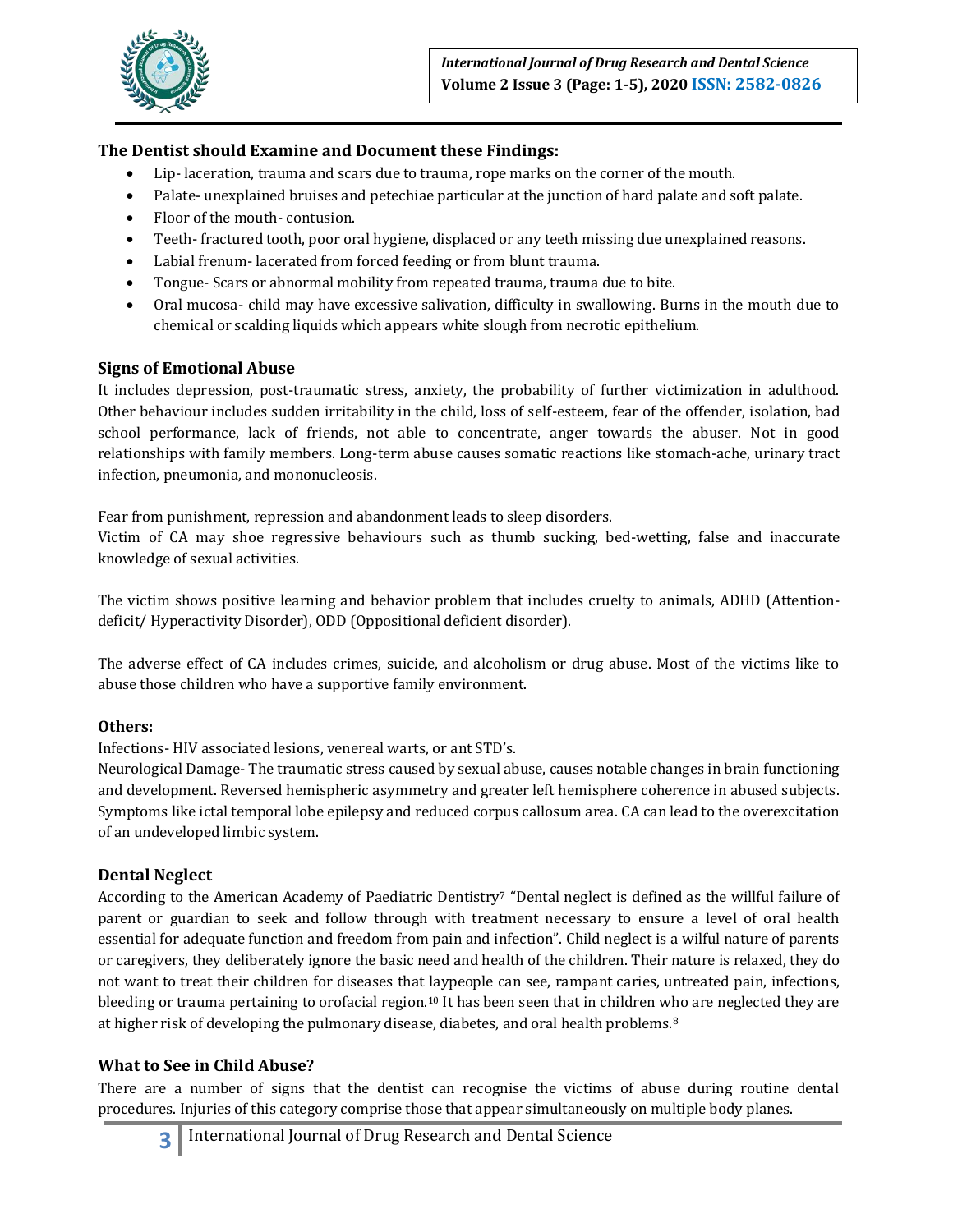### The Dentist should Examine and Document these Findings:

- Lip- laceration, trauma and scars due to trauma, rope marks on the corner of the mouth.
- Palate- unexplained bruises and petechiae particular at the junction of hard palate and soft palate.
- Floor of the mouth- contusion.
- Teeth- fractured tooth, poor oral hygiene, displaced or any teeth missing due unexplained reasons.
- Labial frenum- lacerated from forced feeding or from blunt trauma.
- Tongue- Scars or abnormal mobility from repeated trauma, trauma due to bite.
- Oral mucosa- child may have excessive salivation, difficulty in swallowing. Burns in the mouth due to chemical or scalding liquids which appears white slough from necrotic epithelium.

### Signs of Emotional Abuse

It includes depression, post-traumatic stress, anxiety, the probability of further victimization in adulthood. Other behaviour includes sudden irritability in the child, loss of self-esteem, fear of the offender, isolation, bad school performance, lack of friends, not able to concentrate, anger towards the abuser. Not in good relationships with family members. Long-term abuse causes somatic reactions like stomach-ache, urinary tract infection, pneumonia, and mononucleosis.

Fear from punishment, repression and abandonment leads to sleep disorders.

Victim of CA may shoe regressive behaviours such as thumb sucking, bed-wetting, false and inaccurate knowledge of sexual activities.

The victim shows positive learning and behavior problem that includes cruelty to animals, ADHD (Attention-deficit/ Hyperactivity Disorder), ODD (Oppositional deficient disorder).

The adverse effect of CA includes crimes, suicide, and alcoholism or drug abuse. Most of the victims like to abuse those children who have a supportive family environment.

#### Others:

Infections- HIV associated lesions, venereal warts, or ant STD's.

Neurological Damage- The traumatic stress caused by sexual abuse, causes notable changes in brain functioning and development. Reversed hemispheric asymmetry and greater left hemisphere coherence in abused subjects. Symptoms like ictal temporal lobe epilepsy and reduced corpus callosum area. CA can lead to the overexcitation of an undeveloped limbic system.

### Dental Neglect

According to the American Academy of Paediatric Dentistry[7] "Dental neglect is defined as the willful failure of parent or guardian to seek and follow through with treatment necessary to ensure a level of oral health essential for adequate function and freedom from pain and infection". Child neglect is a wilful nature of parents or caregivers, they deliberately ignore the basic need and health of the children. Their nature is relaxed, they do not want to treat their children for diseases that laypeople can see, rampant caries, untreated pain, infections, bleeding or trauma pertaining to orofacial region.[10] It has been seen that in children who are neglected they are at higher risk of developing the pulmonary disease, diabetes, and oral health problems.[8]

### What to See in Child Abuse?

There are a number of signs that the dentist can recognise the victims of abuse during routine dental procedures. Injuries of this category comprise those that appear simultaneously on multiple body planes.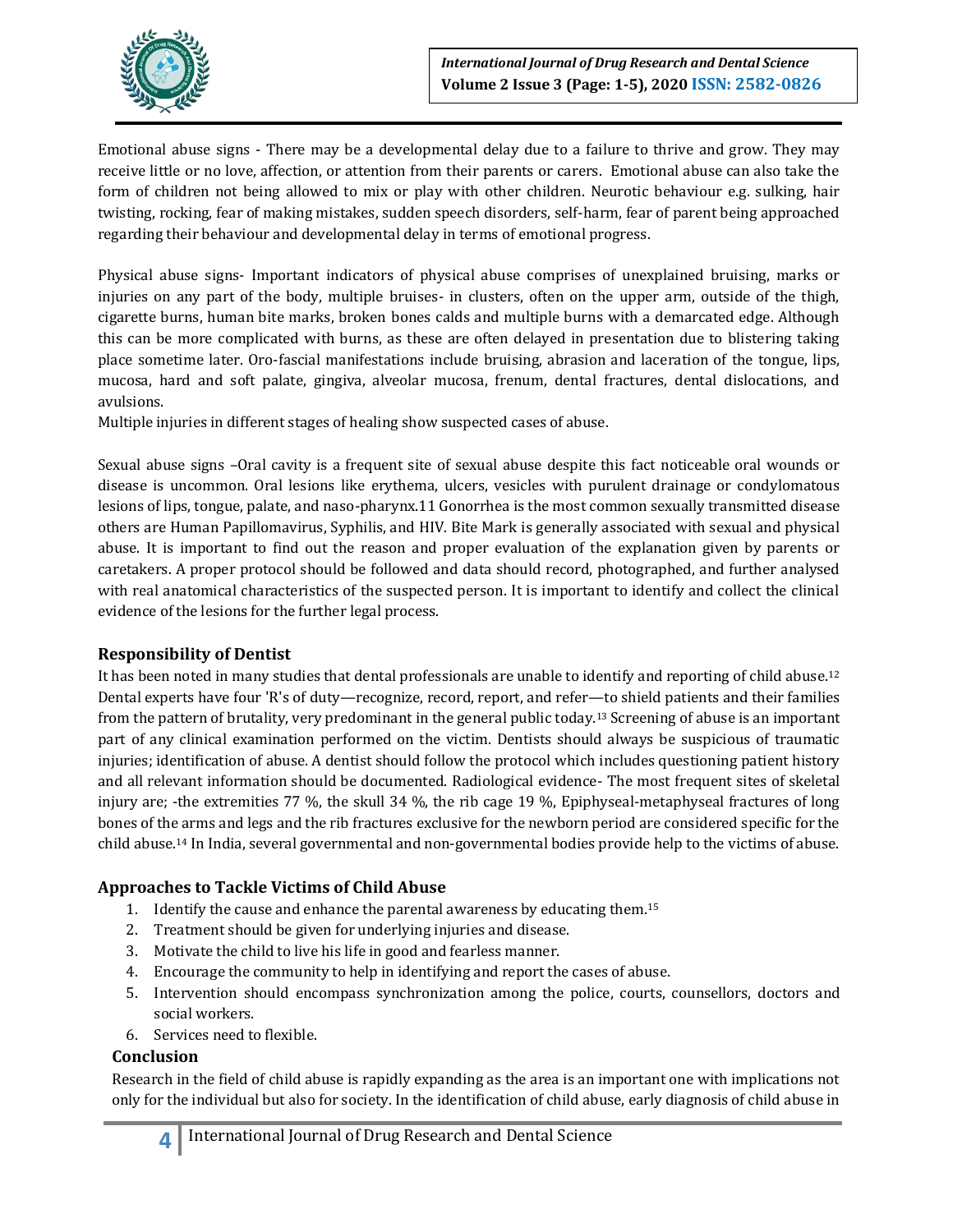Emotional abuse signs - There may be a developmental delay due to a failure to thrive and grow. They may receive little or no love, affection, or attention from their parents or carers. Emotional abuse can also take the form of children not being allowed to mix or play with other children. Neurotic behaviour e.g. sulking, hair twisting, rocking, fear of making mistakes, sudden speech disorders, self-harm, fear of parent being approached regarding their behaviour and developmental delay in terms of emotional progress.

Physical abuse signs- Important indicators of physical abuse comprises of unexplained bruising, marks or injuries on any part of the body, multiple bruises- in clusters, often on the upper arm, outside of the thigh, cigarette burns, human bite marks, broken bones calds and multiple burns with a demarcated edge. Although this can be more complicated with burns, as these are often delayed in presentation due to blistering taking place sometime later. Oro-fascial manifestations include bruising, abrasion and laceration of the tongue, lips, mucosa, hard and soft palate, gingiva, alveolar mucosa, frenum, dental fractures, dental dislocations, and avulsions.

Multiple injuries in different stages of healing show suspected cases of abuse.

Sexual abuse signs –Oral cavity is a frequent site of sexual abuse despite this fact noticeable oral wounds or disease is uncommon. Oral lesions like erythema, ulcers, vesicles with purulent drainage or condylomatous lesions of lips, tongue, palate, and naso-pharynx.11 Gonorrhea is the most common sexually transmitted disease others are Human Papillomavirus, Syphilis, and HIV. Bite Mark is generally associated with sexual and physical abuse. It is important to find out the reason and proper evaluation of the explanation given by parents or caretakers. A proper protocol should be followed and data should record, photographed, and further analysed with real anatomical characteristics of the suspected person. It is important to identify and collect the clinical evidence of the lesions for the further legal process.

### Responsibility of Dentist

It has been noted in many studies that dental professionals are unable to identify and reporting of child abuse.[12] Dental experts have four 'R's of duty—recognize, record, report, and refer—to shield patients and their families from the pattern of brutality, very predominant in the general public today.[13] Screening of abuse is an important part of any clinical examination performed on the victim. Dentists should always be suspicious of traumatic injuries; identification of abuse. A dentist should follow the protocol which includes questioning patient history and all relevant information should be documented. Radiological evidence- The most frequent sites of skeletal injury are; -the extremities 77 %, the skull 34 %, the rib cage 19 %, Epiphyseal-metaphyseal fractures of long bones of the arms and legs and the rib fractures exclusive for the newborn period are considered specific for the child abuse.[14] In India, several governmental and non-governmental bodies provide help to the victims of abuse.

### Approaches to Tackle Victims of Child Abuse

1. Identify the cause and enhance the parental awareness by educating them.[15]
2. Treatment should be given for underlying injuries and disease.
3. Motivate the child to live his life in good and fearless manner.
4. Encourage the community to help in identifying and report the cases of abuse.
5. Intervention should encompass synchronization among the police, courts, counsellors, doctors and social workers.
6. Services need to flexible.

### Conclusion

Research in the field of child abuse is rapidly expanding as the area is an important one with implications not only for the individual but also for society. In the identification of child abuse, early diagnosis of child abuse in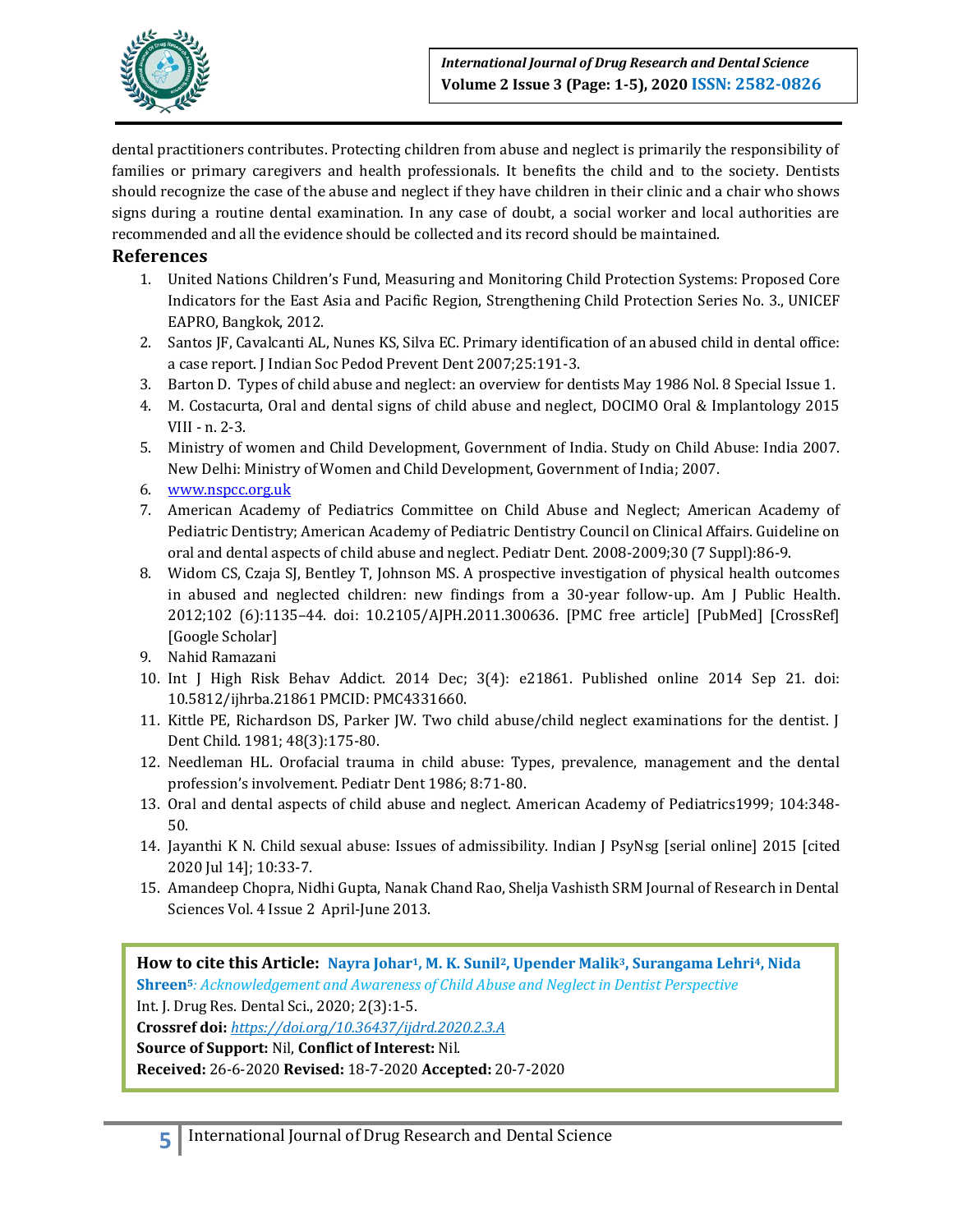dental practitioners contributes. Protecting children from abuse and neglect is primarily the responsibility of families or primary caregivers and health professionals. It benefits the child and to the society. Dentists should recognize the case of the abuse and neglect if they have children in their clinic and a chair who shows signs during a routine dental examination. In any case of doubt, a social worker and local authorities are recommended and all the evidence should be collected and its record should be maintained.

## References

1. United Nations Children's Fund, Measuring and Monitoring Child Protection Systems: Proposed Core Indicators for the East Asia and Pacific Region, Strengthening Child Protection Series No. 3., UNICEF EAPRO, Bangkok, 2012.
2. Santos JF, Cavalcanti AL, Nunes KS, Silva EC. Primary identification of an abused child in dental office: a case report. J Indian Soc Pedod Prevent Dent 2007;25:191-3.
3. Barton D. Types of child abuse and neglect: an overview for dentists May 1986 Nol. 8 Special Issue 1.
4. M. Costacurta, Oral and dental signs of child abuse and neglect, DOCIMO Oral & Implantology 2015 VIII - n. 2-3.
5. Ministry of women and Child Development, Government of India. Study on Child Abuse: India 2007. New Delhi: Ministry of Women and Child Development, Government of India; 2007.
6. www.nspcc.org.uk
7. American Academy of Pediatrics Committee on Child Abuse and Neglect; American Academy of Pediatric Dentistry; American Academy of Pediatric Dentistry Council on Clinical Affairs. Guideline on oral and dental aspects of child abuse and neglect. Pediatr Dent. 2008-2009;30 (7 Suppl):86-9.
8. Widom CS, Czaja SJ, Bentley T, Johnson MS. A prospective investigation of physical health outcomes in abused and neglected children: new findings from a 30-year follow-up. Am J Public Health. 2012;102 (6):1135–44. doi: 10.2105/AJPH.2011.300636. [PMC free article] [PubMed] [CrossRef] [Google Scholar]
9. Nahid Ramazani
10. Int J High Risk Behav Addict. 2014 Dec; 3(4): e21861. Published online 2014 Sep 21. doi: 10.5812/ijhrba.21861 PMCID: PMC4331660.
11. Kittle PE, Richardson DS, Parker JW. Two child abuse/child neglect examinations for the dentist. J Dent Child. 1981; 48(3):175-80.
12. Needleman HL. Orofacial trauma in child abuse: Types, prevalence, management and the dental profession's involvement. Pediatr Dent 1986; 8:71-80.
13. Oral and dental aspects of child abuse and neglect. American Academy of Pediatrics1999; 104:348-50.
14. Jayanthi K N. Child sexual abuse: Issues of admissibility. Indian J PsyNsg [serial online] 2015 [cited 2020 Jul 14]; 10:33-7.
15. Amandeep Chopra, Nidhi Gupta, Nanak Chand Rao, Shelja Vashisth SRM Journal of Research in Dental Sciences Vol. 4 Issue 2 April-June 2013.

**How to cite this Article:** **Nayra Johar[1], M. K. Sunil[2], Upender Malik[3], Surangama Lehri[4], Nida Shreen[5]**: *Acknowledgement and Awareness of Child Abuse and Neglect in Dentist Perspective*
Int. J. Drug Res. Dental Sci., 2020; 2(3):1-5.
**Crossref doi:** *https://doi.org/10.36437/ijdrd.2020.2.3.A*
**Source of Support:** Nil, **Conflict of Interest:** Nil.
**Received:** 26-6-2020 **Revised:** 18-7-2020 **Accepted:** 20-7-2020